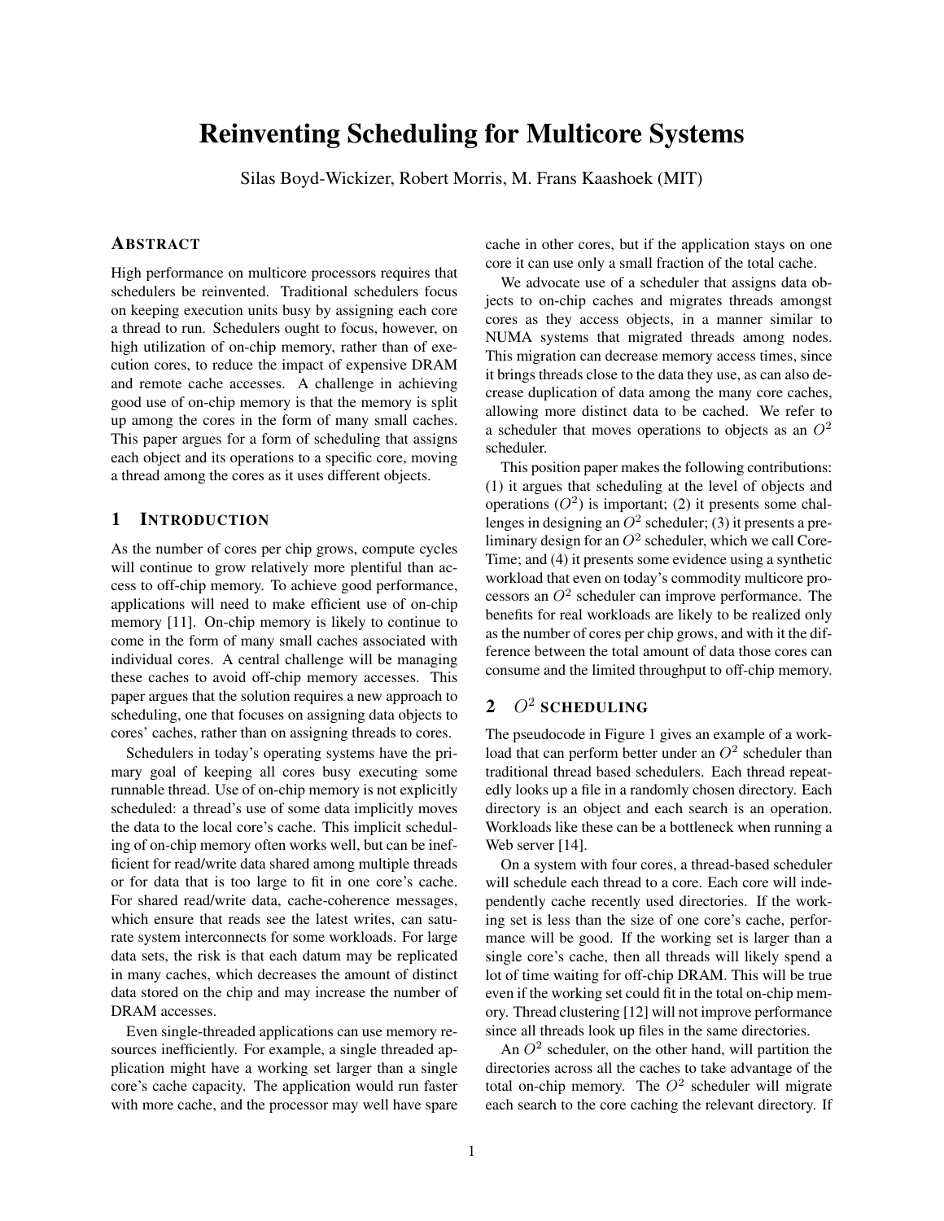# Reinventing Scheduling for Multicore Systems

Silas Boyd-Wickizer, Robert Morris, M. Frans Kaashoek (MIT)

## Abstract

High performance on multicore processors requires that schedulers be reinvented. Traditional schedulers focus on keeping execution units busy by assigning each core a thread to run. Schedulers ought to focus, however, on high utilization of on-chip memory, rather than of execution cores, to reduce the impact of expensive DRAM and remote cache accesses. A challenge in achieving good use of on-chip memory is that the memory is split up among the cores in the form of many small caches. This paper argues for a form of scheduling that assigns each object and its operations to a specific core, moving a thread among the cores as it uses different objects.

## 1 Introduction

As the number of cores per chip grows, compute cycles will continue to grow relatively more plentiful than access to off-chip memory. To achieve good performance, applications will need to make efficient use of on-chip memory [11]. On-chip memory is likely to continue to come in the form of many small caches associated with individual cores. A central challenge will be managing these caches to avoid off-chip memory accesses. This paper argues that the solution requires a new approach to scheduling, one that focuses on assigning data objects to cores' caches, rather than on assigning threads to cores.

Schedulers in today's operating systems have the primary goal of keeping all cores busy executing some runnable thread. Use of on-chip memory is not explicitly scheduled: a thread's use of some data implicitly moves the data to the local core's cache. This implicit scheduling of on-chip memory often works well, but can be inefficient for read/write data shared among multiple threads or for data that is too large to fit in one core's cache. For shared read/write data, cache-coherence messages, which ensure that reads see the latest writes, can saturate system interconnects for some workloads. For large data sets, the risk is that each datum may be replicated in many caches, which decreases the amount of distinct data stored on the chip and may increase the number of DRAM accesses.

Even single-threaded applications can use memory resources inefficiently. For example, a single threaded application might have a working set larger than a single core's cache capacity. The application would run faster with more cache, and the processor may well have spare cache in other cores, but if the application stays on one core it can use only a small fraction of the total cache.

We advocate use of a scheduler that assigns data objects to on-chip caches and migrates threads amongst cores as they access objects, in a manner similar to NUMA systems that migrated threads among nodes. This migration can decrease memory access times, since it brings threads close to the data they use, as can also decrease duplication of data among the many core caches, allowing more distinct data to be cached. We refer to a scheduler that moves operations to objects as an $O^2$ scheduler.

This position paper makes the following contributions: (1) it argues that scheduling at the level of objects and operations ($O^2$) is important; (2) it presents some challenges in designing an $O^2$ scheduler; (3) it presents a preliminary design for an $O^2$ scheduler, which we call CoreTime; and (4) it presents some evidence using a synthetic workload that even on today's commodity multicore processors an $O^2$ scheduler can improve performance. The benefits for real workloads are likely to be realized only as the number of cores per chip grows, and with it the difference between the total amount of data those cores can consume and the limited throughput to off-chip memory.

## 2 $O^2$ Scheduling

The pseudocode in Figure 1 gives an example of a workload that can perform better under an $O^2$ scheduler than traditional thread based schedulers. Each thread repeatedly looks up a file in a randomly chosen directory. Each directory is an object and each search is an operation. Workloads like these can be a bottleneck when running a Web server [14].

On a system with four cores, a thread-based scheduler will schedule each thread to a core. Each core will independently cache recently used directories. If the working set is less than the size of one core's cache, performance will be good. If the working set is larger than a single core's cache, then all threads will likely spend a lot of time waiting for off-chip DRAM. This will be true even if the working set could fit in the total on-chip memory. Thread clustering [12] will not improve performance since all threads look up files in the same directories.

An $O^2$ scheduler, on the other hand, will partition the directories across all the caches to take advantage of the total on-chip memory. The $O^2$ scheduler will migrate each search to the core caching the relevant directory. If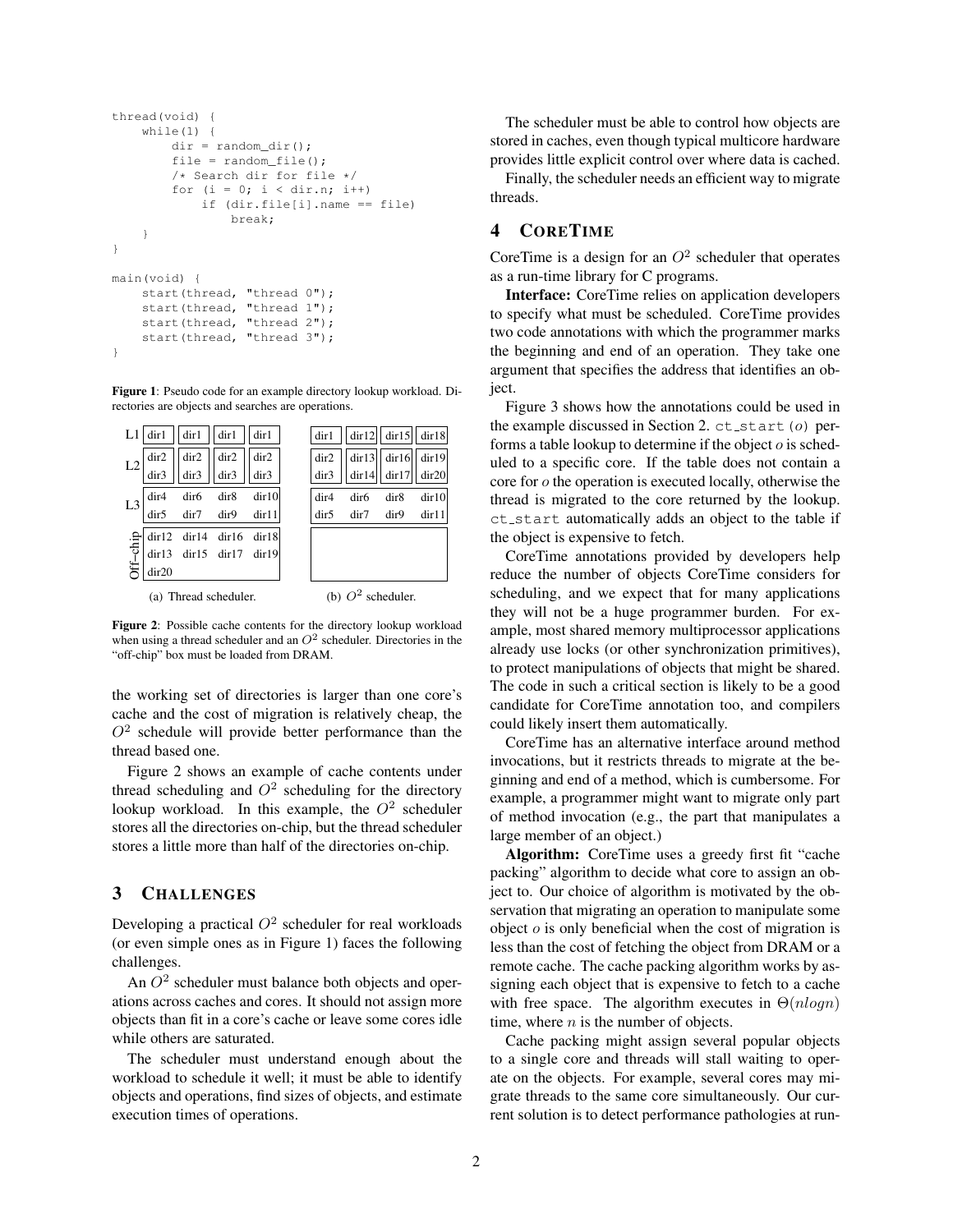```
thread(void) {
    while(1) {
        dir = random_dir();
        file = random_file();
        /* Search dir for file */
        for (i = 0; i < dir.n; i++)
            if (dir.file[i].name == file)
                break;
    }
}

main(void) {
    start(thread, "thread 0");
    start(thread, "thread 1");
    start(thread, "thread 2");
    start(thread, "thread 3");
}
```

**Figure 1**: Pseudo code for an example directory lookup workload. Directories are objects and searches are operations.

(a) Thread scheduler.

| | Core 0 | Core 1 | Core 2 | Core 3 |
|---|---|---|---|---|
| L1 | dir1 | dir1 | dir1 | dir1 |
| L2 | dir2 dir3 | dir2 dir3 | dir2 dir3 | dir2 dir3 |
| L3 | dir4 dir5 | dir6 dir7 | dir8 dir9 | dir10 dir11 |
| Off-chip | dir12 dir13 dir20 | dir14 dir15 | dir16 dir17 | dir18 dir19 |

(b) $O^2$ scheduler.

| | Core 0 | Core 1 | Core 2 | Core 3 |
|---|---|---|---|---|
| L1 | dir1 | dir12 | dir15 | dir18 |
| L2 | dir2 dir3 | dir13 dir14 | dir16 dir17 | dir19 dir20 |
| L3 | dir4 dir5 | dir6 dir7 | dir8 dir9 | dir10 dir11 |
| Off-chip | | | | |

**Figure 2**: Possible cache contents for the directory lookup workload when using a thread scheduler and an $O^2$ scheduler. Directories in the "off-chip" box must be loaded from DRAM.

the working set of directories is larger than one core's cache and the cost of migration is relatively cheap, the $O^2$ schedule will provide better performance than the thread based one.

Figure 2 shows an example of cache contents under thread scheduling and $O^2$ scheduling for the directory lookup workload. In this example, the $O^2$ scheduler stores all the directories on-chip, but the thread scheduler stores a little more than half of the directories on-chip.

## 3 CHALLENGES

Developing a practical $O^2$ scheduler for real workloads (or even simple ones as in Figure 1) faces the following challenges.

An $O^2$ scheduler must balance both objects and operations across caches and cores. It should not assign more objects than fit in a core's cache or leave some cores idle while others are saturated.

The scheduler must understand enough about the workload to schedule it well; it must be able to identify objects and operations, find sizes of objects, and estimate execution times of operations.

The scheduler must be able to control how objects are stored in caches, even though typical multicore hardware provides little explicit control over where data is cached.

Finally, the scheduler needs an efficient way to migrate threads.

## 4 CORETIME

CoreTime is a design for an $O^2$ scheduler that operates as a run-time library for C programs.

**Interface:** CoreTime relies on application developers to specify what must be scheduled. CoreTime provides two code annotations with which the programmer marks the beginning and end of an operation. They take one argument that specifies the address that identifies an object.

Figure 3 shows how the annotations could be used in the example discussed in Section 2. `ct_start(o)` performs a table lookup to determine if the object $o$ is scheduled to a specific core. If the table does not contain a core for $o$ the operation is executed locally, otherwise the thread is migrated to the core returned by the lookup. `ct_start` automatically adds an object to the table if the object is expensive to fetch.

CoreTime annotations provided by developers help reduce the number of objects CoreTime considers for scheduling, and we expect that for many applications they will not be a huge programmer burden. For example, most shared memory multiprocessor applications already use locks (or other synchronization primitives), to protect manipulations of objects that might be shared. The code in such a critical section is likely to be a good candidate for CoreTime annotation too, and compilers could likely insert them automatically.

CoreTime has an alternative interface around method invocations, but it restricts threads to migrate at the beginning and end of a method, which is cumbersome. For example, a programmer might want to migrate only part of method invocation (e.g., the part that manipulates a large member of an object.)

**Algorithm:** CoreTime uses a greedy first fit "cache packing" algorithm to decide what core to assign an object to. Our choice of algorithm is motivated by the observation that migrating an operation to manipulate some object $o$ is only beneficial when the cost of migration is less than the cost of fetching the object from DRAM or a remote cache. The cache packing algorithm works by assigning each object that is expensive to fetch to a cache with free space. The algorithm executes in $\Theta(nlogn)$ time, where $n$ is the number of objects.

Cache packing might assign several popular objects to a single core and threads will stall waiting to operate on the objects. For example, several cores may migrate threads to the same core simultaneously. Our current solution is to detect performance pathologies at run-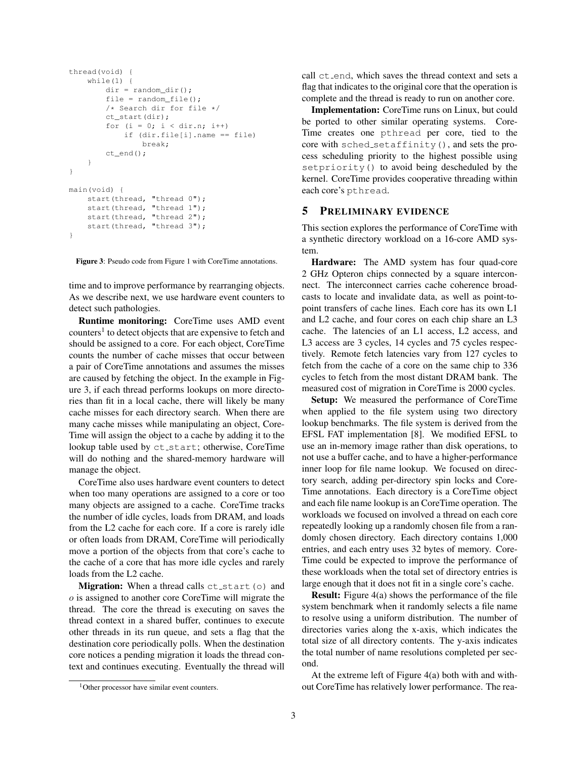```
thread(void) {
    while(1) {
        dir = random_dir();
        file = random_file();
        /* Search dir for file */
        ct_start(dir);
        for (i = 0; i < dir.n; i++)
            if (dir.file[i].name == file)
                break;
        ct_end();
    }
}

main(void) {
    start(thread, "thread 0");
    start(thread, "thread 1");
    start(thread, "thread 2");
    start(thread, "thread 3");
}
```

**Figure 3**: Pseudo code from Figure 1 with CoreTime annotations.

time and to improve performance by rearranging objects. As we describe next, we use hardware event counters to detect such pathologies.

**Runtime monitoring:** CoreTime uses AMD event counters[1] to detect objects that are expensive to fetch and should be assigned to a core. For each object, CoreTime counts the number of cache misses that occur between a pair of CoreTime annotations and assumes the misses are caused by fetching the object. In the example in Figure 3, if each thread performs lookups on more directories than fit in a local cache, there will likely be many cache misses for each directory search. When there are many cache misses while manipulating an object, CoreTime will assign the object to a cache by adding it to the lookup table used by ct_start; otherwise, CoreTime will do nothing and the shared-memory hardware will manage the object.

CoreTime also uses hardware event counters to detect when too many operations are assigned to a core or too many objects are assigned to a cache. CoreTime tracks the number of idle cycles, loads from DRAM, and loads from the L2 cache for each core. If a core is rarely idle or often loads from DRAM, CoreTime will periodically move a portion of the objects from that core's cache to the cache of a core that has more idle cycles and rarely loads from the L2 cache.

**Migration:** When a thread calls ct_start(o) and *o* is assigned to another core CoreTime will migrate the thread. The core the thread is executing on saves the thread context in a shared buffer, continues to execute other threads in its run queue, and sets a flag that the destination core periodically polls. When the destination core notices a pending migration it loads the thread context and continues executing. Eventually the thread will call ct_end, which saves the thread context and sets a flag that indicates to the original core that the operation is complete and the thread is ready to run on another core.

[1] Other processor have similar event counters.

**Implementation:** CoreTime runs on Linux, but could be ported to other similar operating systems. CoreTime creates one pthread per core, tied to the core with sched_setaffinity(), and sets the process scheduling priority to the highest possible using setpriority() to avoid being descheduled by the kernel. CoreTime provides cooperative threading within each core's pthread.

## 5 Preliminary evidence

This section explores the performance of CoreTime with a synthetic directory workload on a 16-core AMD system.

**Hardware:** The AMD system has four quad-core 2 GHz Opteron chips connected by a square interconnect. The interconnect carries cache coherence broadcasts to locate and invalidate data, as well as point-to-point transfers of cache lines. Each core has its own L1 and L2 cache, and four cores on each chip share an L3 cache. The latencies of an L1 access, L2 access, and L3 access are 3 cycles, 14 cycles and 75 cycles respectively. Remote fetch latencies vary from 127 cycles to fetch from the cache of a core on the same chip to 336 cycles to fetch from the most distant DRAM bank. The measured cost of migration in CoreTime is 2000 cycles.

**Setup:** We measured the performance of CoreTime when applied to the file system using two directory lookup benchmarks. The file system is derived from the EFSL FAT implementation [8]. We modified EFSL to use an in-memory image rather than disk operations, to not use a buffer cache, and to have a higher-performance inner loop for file name lookup. We focused on directory search, adding per-directory spin locks and CoreTime annotations. Each directory is a CoreTime object and each file name lookup is an CoreTime operation. The workloads we focused on involved a thread on each core repeatedly looking up a randomly chosen file from a randomly chosen directory. Each directory contains 1,000 entries, and each entry uses 32 bytes of memory. CoreTime could be expected to improve the performance of these workloads when the total set of directory entries is large enough that it does not fit in a single core's cache.

**Result:** Figure 4(a) shows the performance of the file system benchmark when it randomly selects a file name to resolve using a uniform distribution. The number of directories varies along the x-axis, which indicates the total size of all directory contents. The y-axis indicates the total number of name resolutions completed per second.

At the extreme left of Figure 4(a) both with and without CoreTime has relatively lower performance. The rea-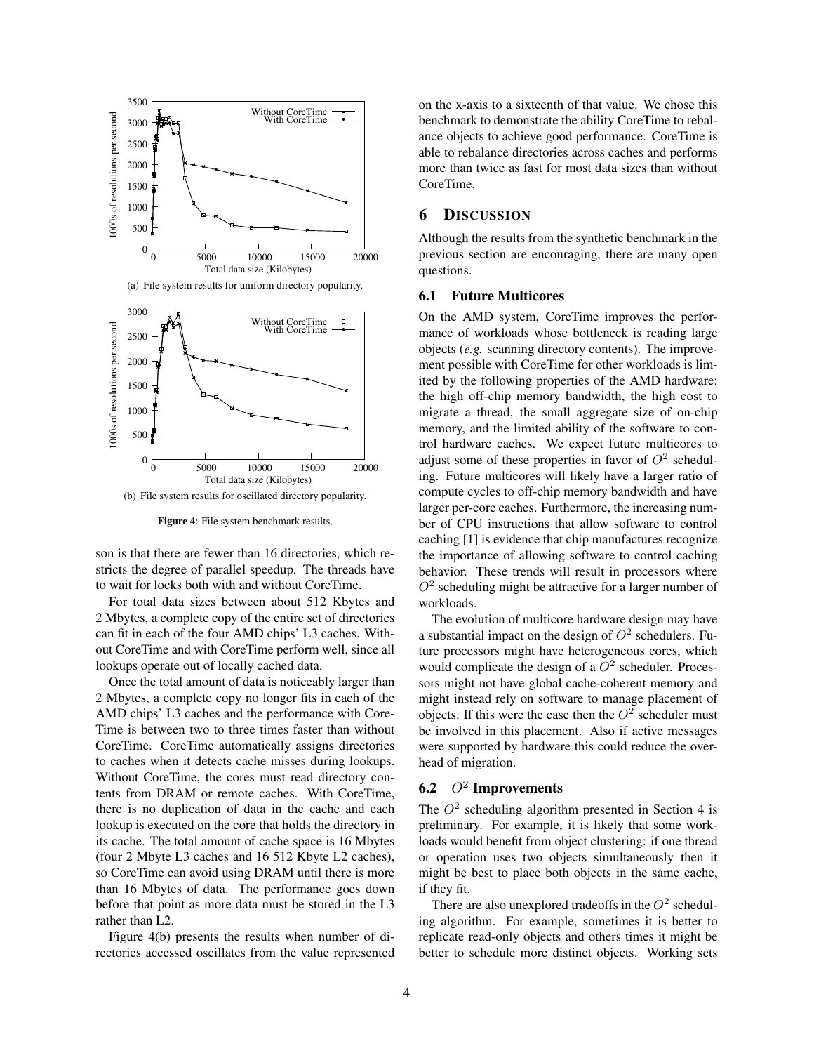(a) File system results for uniform directory popularity.

(b) File system results for oscillated directory popularity.

**Figure 4**: File system benchmark results.

son is that there are fewer than 16 directories, which restricts the degree of parallel speedup. The threads have to wait for locks both with and without CoreTime.

For total data sizes between about 512 Kbytes and 2 Mbytes, a complete copy of the entire set of directories can fit in each of the four AMD chips' L3 caches. Without CoreTime and with CoreTime perform well, since all lookups operate out of locally cached data.

Once the total amount of data is noticeably larger than 2 Mbytes, a complete copy no longer fits in each of the AMD chips' L3 caches and the performance with CoreTime is between two to three times faster than without CoreTime. CoreTime automatically assigns directories to caches when it detects cache misses during lookups. Without CoreTime, the cores must read directory contents from DRAM or remote caches. With CoreTime, there is no duplication of data in the cache and each lookup is executed on the core that holds the directory in its cache. The total amount of cache space is 16 Mbytes (four 2 Mbyte L3 caches and 16 512 Kbyte L2 caches), so CoreTime can avoid using DRAM until there is more than 16 Mbytes of data. The performance goes down before that point as more data must be stored in the L3 rather than L2.

Figure 4(b) presents the results when number of directories accessed oscillates from the value represented on the x-axis to a sixteenth of that value. We chose this benchmark to demonstrate the ability CoreTime to rebalance objects to achieve good performance. CoreTime is able to rebalance directories across caches and performs more than twice as fast for most data sizes than without CoreTime.

## 6 Discussion

Although the results from the synthetic benchmark in the previous section are encouraging, there are many open questions.

### 6.1 Future Multicores

On the AMD system, CoreTime improves the performance of workloads whose bottleneck is reading large objects (*e.g.* scanning directory contents). The improvement possible with CoreTime for other workloads is limited by the following properties of the AMD hardware: the high off-chip memory bandwidth, the high cost to migrate a thread, the small aggregate size of on-chip memory, and the limited ability of the software to control hardware caches. We expect future multicores to adjust some of these properties in favor of $O^2$ scheduling. Future multicores will likely have a larger ratio of compute cycles to off-chip memory bandwidth and have larger per-core caches. Furthermore, the increasing number of CPU instructions that allow software to control caching [1] is evidence that chip manufactures recognize the importance of allowing software to control caching behavior. These trends will result in processors where $O^2$ scheduling might be attractive for a larger number of workloads.

The evolution of multicore hardware design may have a substantial impact on the design of $O^2$ schedulers. Future processors might have heterogeneous cores, which would complicate the design of a $O^2$ scheduler. Processors might not have global cache-coherent memory and might instead rely on software to manage placement of objects. If this were the case then the $O^2$ scheduler must be involved in this placement. Also if active messages were supported by hardware this could reduce the overhead of migration.

### 6.2 $O^2$ Improvements

The $O^2$ scheduling algorithm presented in Section 4 is preliminary. For example, it is likely that some workloads would benefit from object clustering: if one thread or operation uses two objects simultaneously then it might be best to place both objects in the same cache, if they fit.

There are also unexplored tradeoffs in the $O^2$ scheduling algorithm. For example, sometimes it is better to replicate read-only objects and others times it might be better to schedule more distinct objects. Working sets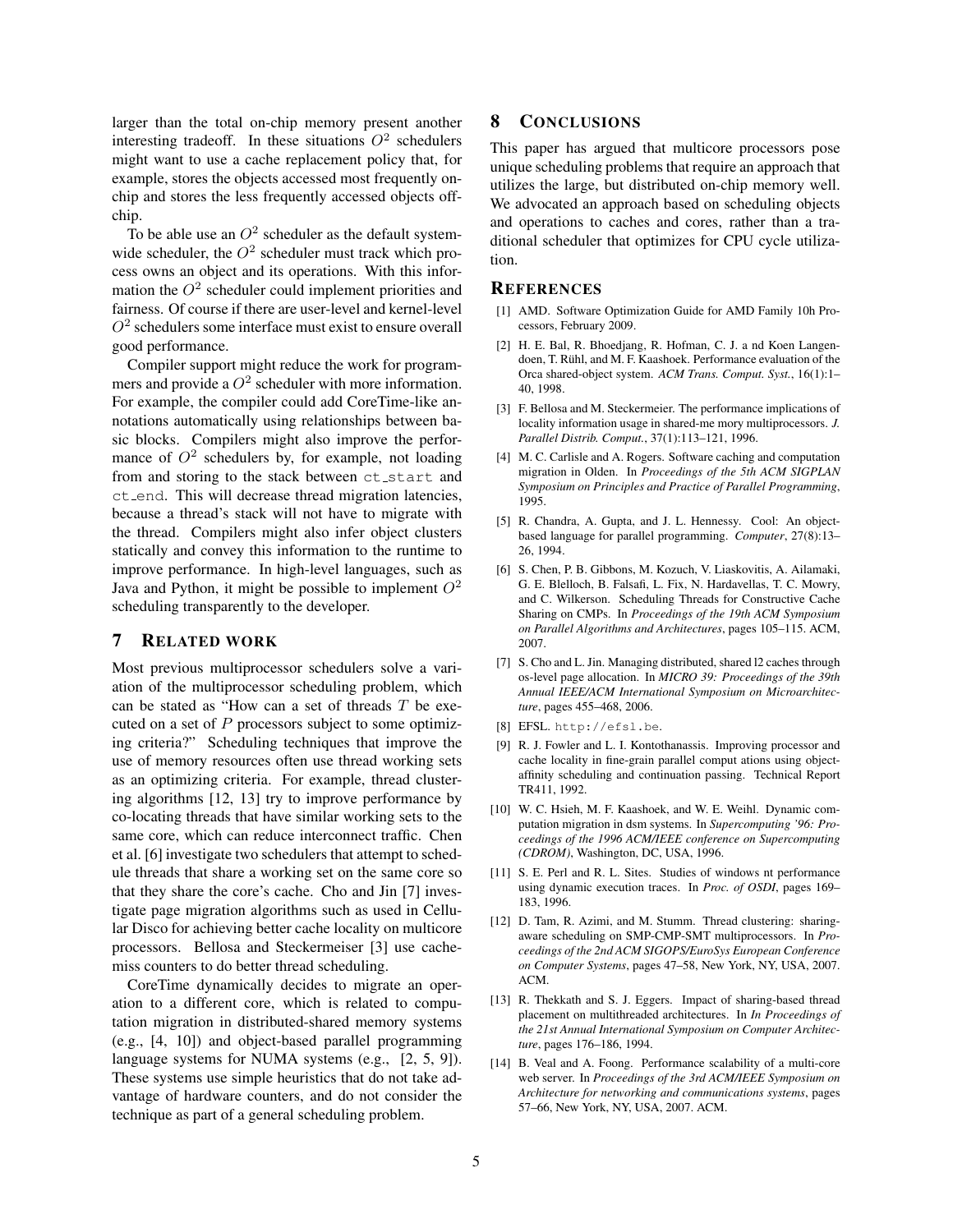larger than the total on-chip memory present another interesting tradeoff. In these situations $O^2$ schedulers might want to use a cache replacement policy that, for example, stores the objects accessed most frequently on-chip and stores the less frequently accessed objects off-chip.

To be able use an $O^2$ scheduler as the default system-wide scheduler, the $O^2$ scheduler must track which process owns an object and its operations. With this information the $O^2$ scheduler could implement priorities and fairness. Of course if there are user-level and kernel-level $O^2$ schedulers some interface must exist to ensure overall good performance.

Compiler support might reduce the work for programmers and provide a $O^2$ scheduler with more information. For example, the compiler could add CoreTime-like annotations automatically using relationships between basic blocks. Compilers might also improve the performance of $O^2$ schedulers by, for example, not loading from and storing to the stack between `ct_start` and `ct_end`. This will decrease thread migration latencies, because a thread's stack will not have to migrate with the thread. Compilers might also infer object clusters statically and convey this information to the runtime to improve performance. In high-level languages, such as Java and Python, it might be possible to implement $O^2$ scheduling transparently to the developer.

## 7 Related work

Most previous multiprocessor schedulers solve a variation of the multiprocessor scheduling problem, which can be stated as "How can a set of threads $T$ be executed on a set of $P$ processors subject to some optimizing criteria?" Scheduling techniques that improve the use of memory resources often use thread working sets as an optimizing criteria. For example, thread clustering algorithms [12, 13] try to improve performance by co-locating threads that have similar working sets to the same core, which can reduce interconnect traffic. Chen et al. [6] investigate two schedulers that attempt to schedule threads that share a working set on the same core so that they share the core's cache. Cho and Jin [7] investigate page migration algorithms such as used in Cellular Disco for achieving better cache locality on multicore processors. Bellosa and Steckermeiser [3] use cache-miss counters to do better thread scheduling.

CoreTime dynamically decides to migrate an operation to a different core, which is related to computation migration in distributed-shared memory systems (e.g., [4, 10]) and object-based parallel programming language systems for NUMA systems (e.g., [2, 5, 9]). These systems use simple heuristics that do not take advantage of hardware counters, and do not consider the technique as part of a general scheduling problem.

## 8 Conclusions

This paper has argued that multicore processors pose unique scheduling problems that require an approach that utilizes the large, but distributed on-chip memory well. We advocated an approach based on scheduling objects and operations to caches and cores, rather than a traditional scheduler that optimizes for CPU cycle utilization.

## References

[1] AMD. Software Optimization Guide for AMD Family 10h Processors, February 2009.

[2] H. E. Bal, R. Bhoedjang, R. Hofman, C. J. a nd Koen Langendoen, T. Rühl, and M. F. Kaashoek. Performance evaluation of the Orca shared-object system. *ACM Trans. Comput. Syst.*, 16(1):1–40, 1998.

[3] F. Bellosa and M. Steckermeier. The performance implications of locality information usage in shared-me mory multiprocessors. *J. Parallel Distrib. Comput.*, 37(1):113–121, 1996.

[4] M. C. Carlisle and A. Rogers. Software caching and computation migration in Olden. In *Proceedings of the 5th ACM SIGPLAN Symposium on Principles and Practice of Parallel Programming*, 1995.

[5] R. Chandra, A. Gupta, and J. L. Hennessy. Cool: An object-based language for parallel programming. *Computer*, 27(8):13–26, 1994.

[6] S. Chen, P. B. Gibbons, M. Kozuch, V. Liaskovitis, A. Ailamaki, G. E. Blelloch, B. Falsafi, L. Fix, N. Hardavellas, T. C. Mowry, and C. Wilkerson. Scheduling Threads for Constructive Cache Sharing on CMPs. In *Proceedings of the 19th ACM Symposium on Parallel Algorithms and Architectures*, pages 105–115. ACM, 2007.

[7] S. Cho and L. Jin. Managing distributed, shared l2 caches through os-level page allocation. In *MICRO 39: Proceedings of the 39th Annual IEEE/ACM International Symposium on Microarchitecture*, pages 455–468, 2006.

[8] EFSL. `http://efsl.be`.

[9] R. J. Fowler and L. I. Kontothanassis. Improving processor and cache locality in fine-grain parallel comput ations using object-affinity scheduling and continuation passing. Technical Report TR411, 1992.

[10] W. C. Hsieh, M. F. Kaashoek, and W. E. Weihl. Dynamic computation migration in dsm systems. In *Supercomputing '96: Proceedings of the 1996 ACM/IEEE conference on Supercomputing (CDROM)*, Washington, DC, USA, 1996.

[11] S. E. Perl and R. L. Sites. Studies of windows nt performance using dynamic execution traces. In *Proc. of OSDI*, pages 169–183, 1996.

[12] D. Tam, R. Azimi, and M. Stumm. Thread clustering: sharing-aware scheduling on SMP-CMP-SMT multiprocessors. In *Proceedings of the 2nd ACM SIGOPS/EuroSys European Conference on Computer Systems*, pages 47–58, New York, NY, USA, 2007. ACM.

[13] R. Thekkath and S. J. Eggers. Impact of sharing-based thread placement on multithreaded architectures. In *In Proceedings of the 21st Annual International Symposium on Computer Architecture*, pages 176–186, 1994.

[14] B. Veal and A. Foong. Performance scalability of a multi-core web server. In *Proceedings of the 3rd ACM/IEEE Symposium on Architecture for networking and communications systems*, pages 57–66, New York, NY, USA, 2007. ACM.